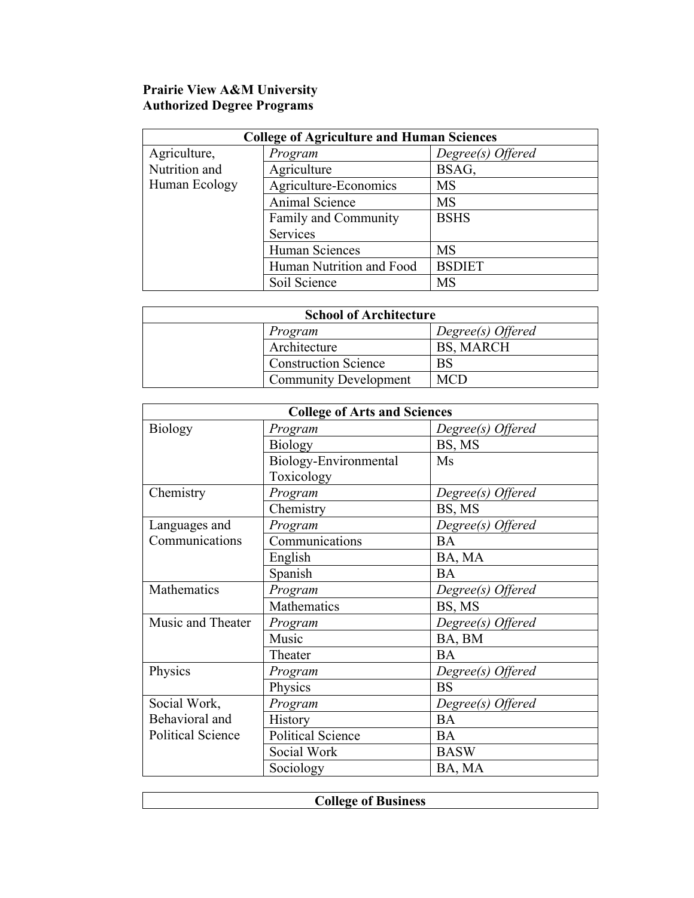**Prairie View A&M University**
**Authorized Degree Programs**

| College of Agriculture and Human Sciences | | |
|---|---|---|
| Agriculture, Nutrition and Human Ecology | *Program* | *Degree(s) Offered* |
| | Agriculture | BSAG, |
| | Agriculture-Economics | MS |
| | Animal Science | MS |
| | Family and Community Services | BSHS |
| | Human Sciences | MS |
| | Human Nutrition and Food | BSDIET |
| | Soil Science | MS |

| School of Architecture | | |
|---|---|---|
| | *Program* | *Degree(s) Offered* |
| | Architecture | BS, MARCH |
| | Construction Science | BS |
| | Community Development | MCD |

| College of Arts and Sciences | | |
|---|---|---|
| Biology | *Program* | *Degree(s) Offered* |
| | Biology | BS, MS |
| | Biology-Environmental Toxicology | Ms |
| Chemistry | *Program* | *Degree(s) Offered* |
| | Chemistry | BS, MS |
| Languages and Communications | *Program* | *Degree(s) Offered* |
| | Communications | BA |
| | English | BA, MA |
| | Spanish | BA |
| Mathematics | *Program* | *Degree(s) Offered* |
| | Mathematics | BS, MS |
| Music and Theater | *Program* | *Degree(s) Offered* |
| | Music | BA, BM |
| | Theater | BA |
| Physics | *Program* | *Degree(s) Offered* |
| | Physics | BS |
| Social Work, Behavioral and Political Science | *Program* | *Degree(s) Offered* |
| | History | BA |
| | Political Science | BA |
| | Social Work | BASW |
| | Sociology | BA, MA |

| College of Business |
|---|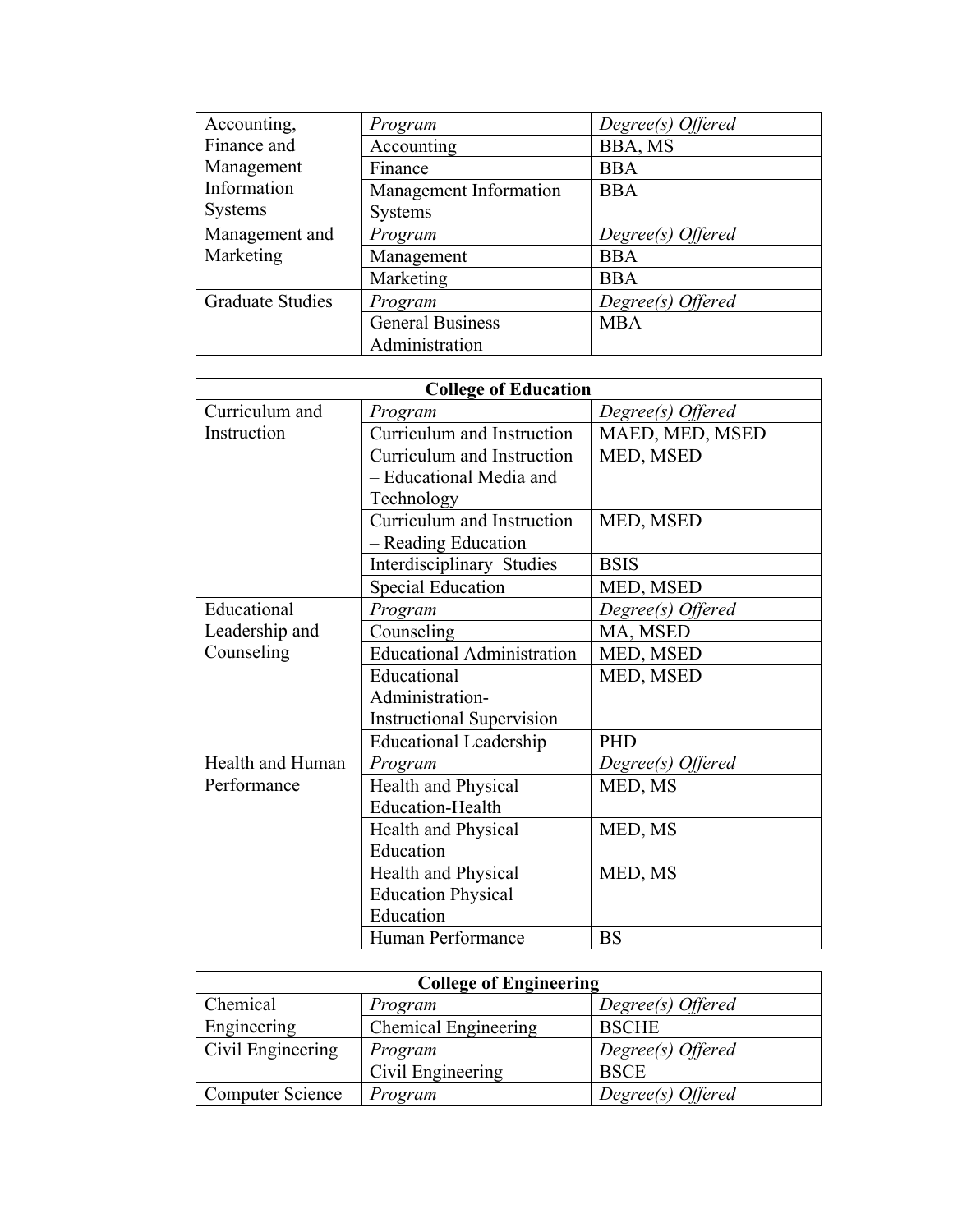| Accounting, Finance and Management Information Systems | *Program* | *Degree(s) Offered* |
|---|---|---|
| | Accounting | BBA, MS |
| | Finance | BBA |
| | Management Information Systems | BBA |
| Management and Marketing | *Program* | *Degree(s) Offered* |
| | Management | BBA |
| | Marketing | BBA |
| Graduate Studies | *Program* | *Degree(s) Offered* |
| | General Business Administration | MBA |

| **College of Education** | | |
|---|---|---|
| Curriculum and Instruction | *Program* | *Degree(s) Offered* |
| | Curriculum and Instruction | MAED, MED, MSED |
| | Curriculum and Instruction – Educational Media and Technology | MED, MSED |
| | Curriculum and Instruction – Reading Education | MED, MSED |
| | Interdisciplinary Studies | BSIS |
| | Special Education | MED, MSED |
| Educational Leadership and Counseling | *Program* | *Degree(s) Offered* |
| | Counseling | MA, MSED |
| | Educational Administration | MED, MSED |
| | Educational Administration-Instructional Supervision | MED, MSED |
| | Educational Leadership | PHD |
| Health and Human Performance | *Program* | *Degree(s) Offered* |
| | Health and Physical Education-Health | MED, MS |
| | Health and Physical Education | MED, MS |
| | Health and Physical Education Physical Education | MED, MS |
| | Human Performance | BS |

| **College of Engineering** | | |
|---|---|---|
| Chemical Engineering | *Program* | *Degree(s) Offered* |
| | Chemical Engineering | BSCHE |
| Civil Engineering | *Program* | *Degree(s) Offered* |
| | Civil Engineering | BSCE |
| Computer Science | *Program* | *Degree(s) Offered* |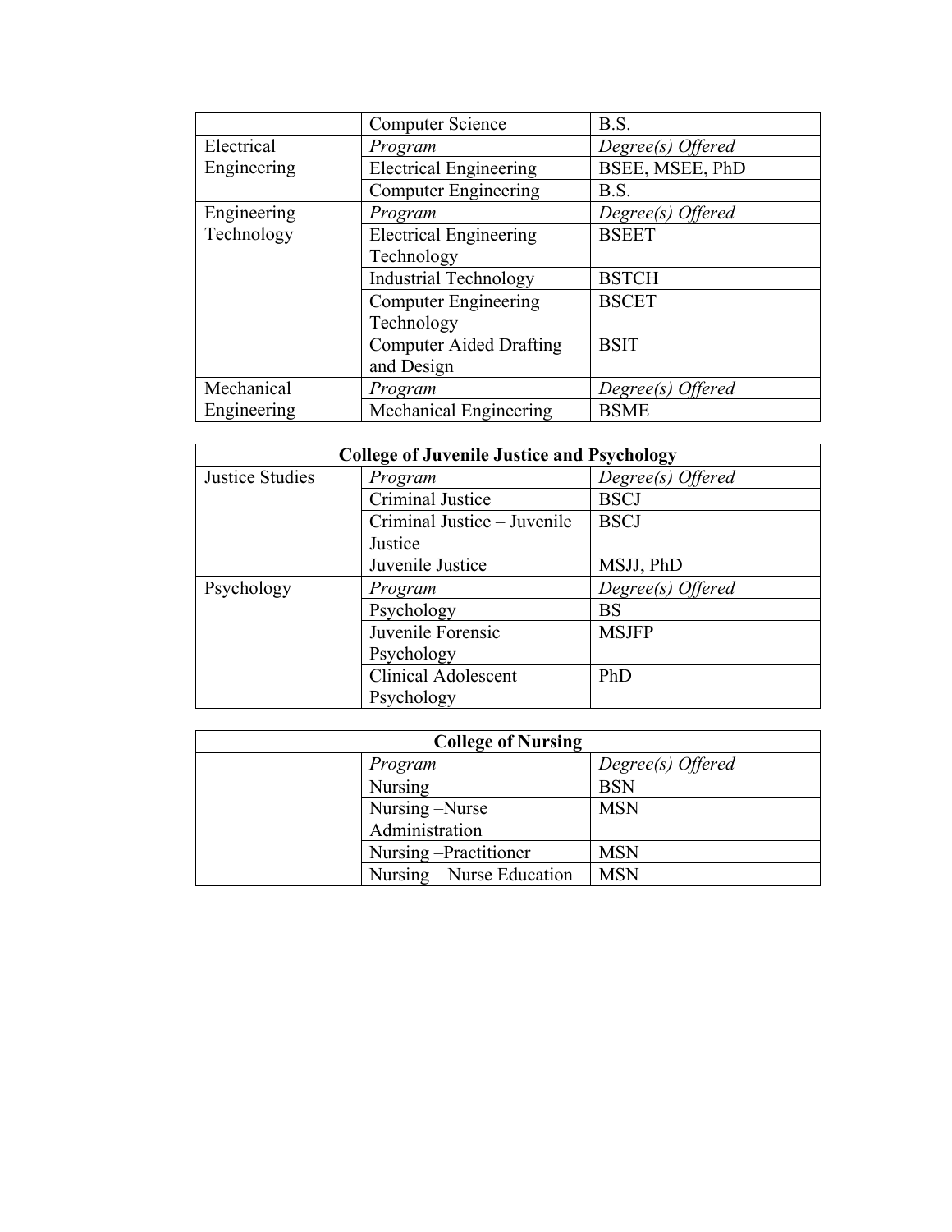| | | |
|---|---|---|
| | Computer Science | B.S. |
| Electrical Engineering | *Program* | *Degree(s) Offered* |
| | Electrical Engineering | BSEE, MSEE, PhD |
| | Computer Engineering | B.S. |
| Engineering Technology | *Program* | *Degree(s) Offered* |
| | Electrical Engineering Technology | BSEET |
| | Industrial Technology | BSTCH |
| | Computer Engineering Technology | BSCET |
| | Computer Aided Drafting and Design | BSIT |
| Mechanical Engineering | *Program* | *Degree(s) Offered* |
| | Mechanical Engineering | BSME |

| **College of Juvenile Justice and Psychology** | | |
|---|---|---|
| Justice Studies | *Program* | *Degree(s) Offered* |
| | Criminal Justice | BSCJ |
| | Criminal Justice – Juvenile Justice | BSCJ |
| | Juvenile Justice | MSJJ, PhD |
| Psychology | *Program* | *Degree(s) Offered* |
| | Psychology | BS |
| | Juvenile Forensic Psychology | MSJFP |
| | Clinical Adolescent Psychology | PhD |

| **College of Nursing** | | |
|---|---|---|
| | *Program* | *Degree(s) Offered* |
| | Nursing | BSN |
| | Nursing –Nurse Administration | MSN |
| | Nursing –Practitioner | MSN |
| | Nursing – Nurse Education | MSN |